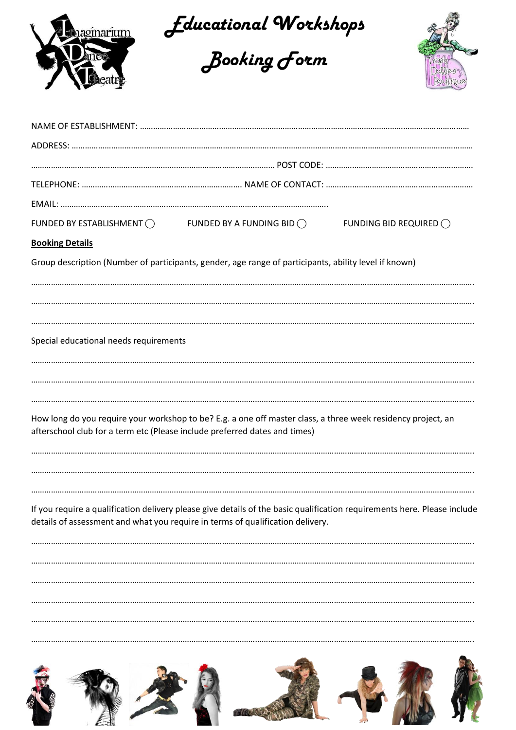# Educational Workshops

# Booking Form

NAME OF ESTABLISHMENT: ……………………………………………………………………………………………………………………………………

ADDRESS: ……………………………………………………………………………………………………………………………………………………

…………………………………………………………………………………………… POST CODE: …………………………………………………………

TELEPHONE: ……………………………………………………………… NAME OF CONTACT: …………………………………………………………

EMAIL: ………………………………………………………………………………………………………………..

FUNDED BY ESTABLISHMENT ◯ FUNDED BY A FUNDING BID ◯ FUNDING BID REQUIRED ◯

**Booking Details**

Group description (Number of participants, gender, age range of participants, ability level if known)

……………………………………………………………………………………………………………………………………………………………………

……………………………………………………………………………………………………………………………………………………………………

……………………………………………………………………………………………………………………………………………………………………

Special educational needs requirements

……………………………………………………………………………………………………………………………………………………………………

……………………………………………………………………………………………………………………………………………………………………

……………………………………………………………………………………………………………………………………………………………………

How long do you require your workshop to be? E.g. a one off master class, a three week residency project, an afterschool club for a term etc (Please include preferred dates and times)

……………………………………………………………………………………………………………………………………………………………………

……………………………………………………………………………………………………………………………………………………………………

……………………………………………………………………………………………………………………………………………………………………

If you require a qualification delivery please give details of the basic qualification requirements here. Please include details of assessment and what you require in terms of qualification delivery.

……………………………………………………………………………………………………………………………………………………………………

……………………………………………………………………………………………………………………………………………………………………

……………………………………………………………………………………………………………………………………………………………………

……………………………………………………………………………………………………………………………………………………………………

……………………………………………………………………………………………………………………………………………………………………

……………………………………………………………………………………………………………………………………………………………………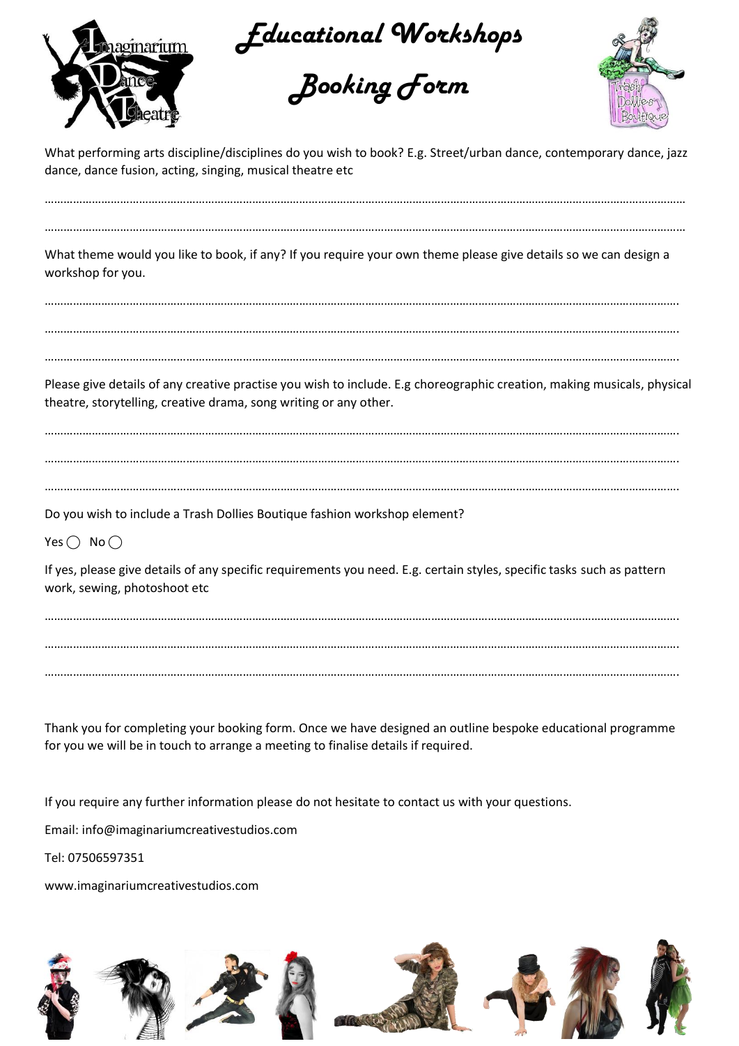# Educational Workshops

# Booking Form

What performing arts discipline/disciplines do you wish to book? E.g. Street/urban dance, contemporary dance, jazz dance, dance fusion, acting, singing, musical theatre etc

……………………………………………………………………………………………………………………………………………………………

……………………………………………………………………………………………………………………………………………………………

What theme would you like to book, if any? If you require your own theme please give details so we can design a workshop for you.

……………………………………………………………………………………………………………………………………………………………

……………………………………………………………………………………………………………………………………………………………

……………………………………………………………………………………………………………………………………………………………

Please give details of any creative practise you wish to include. E.g choreographic creation, making musicals, physical theatre, storytelling, creative drama, song writing or any other.

……………………………………………………………………………………………………………………………………………………………

……………………………………………………………………………………………………………………………………………………………

……………………………………………………………………………………………………………………………………………………………

Do you wish to include a Trash Dollies Boutique fashion workshop element?

Yes ◯ No ◯

If yes, please give details of any specific requirements you need. E.g. certain styles, specific tasks such as pattern work, sewing, photoshoot etc

……………………………………………………………………………………………………………………………………………………………

……………………………………………………………………………………………………………………………………………………………

……………………………………………………………………………………………………………………………………………………………

Thank you for completing your booking form. Once we have designed an outline bespoke educational programme for you we will be in touch to arrange a meeting to finalise details if required.

If you require any further information please do not hesitate to contact us with your questions.

Email: info@imaginariumcreativestudios.com

Tel: 07506597351

www.imaginariumcreativestudios.com